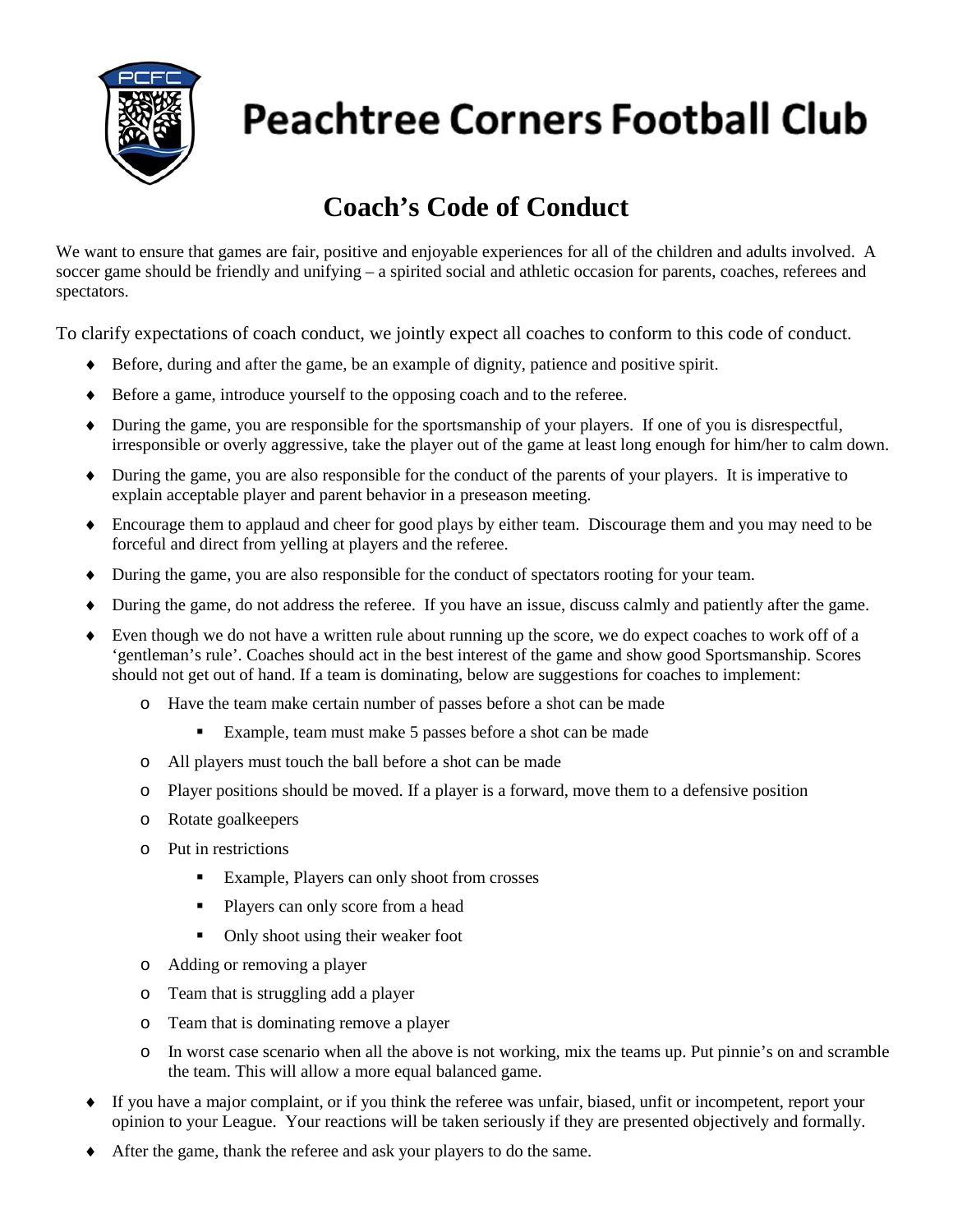# Peachtree Corners Football Club

## Coach's Code of Conduct

We want to ensure that games are fair, positive and enjoyable experiences for all of the children and adults involved. A soccer game should be friendly and unifying – a spirited social and athletic occasion for parents, coaches, referees and spectators.

To clarify expectations of coach conduct, we jointly expect all coaches to conform to this code of conduct.

- Before, during and after the game, be an example of dignity, patience and positive spirit.
- Before a game, introduce yourself to the opposing coach and to the referee.
- During the game, you are responsible for the sportsmanship of your players. If one of you is disrespectful, irresponsible or overly aggressive, take the player out of the game at least long enough for him/her to calm down.
- During the game, you are also responsible for the conduct of the parents of your players. It is imperative to explain acceptable player and parent behavior in a preseason meeting.
- Encourage them to applaud and cheer for good plays by either team. Discourage them and you may need to be forceful and direct from yelling at players and the referee.
- During the game, you are also responsible for the conduct of spectators rooting for your team.
- During the game, do not address the referee. If you have an issue, discuss calmly and patiently after the game.
- Even though we do not have a written rule about running up the score, we do expect coaches to work off of a 'gentleman's rule'. Coaches should act in the best interest of the game and show good Sportsmanship. Scores should not get out of hand. If a team is dominating, below are suggestions for coaches to implement:
    - Have the team make certain number of passes before a shot can be made
        - Example, team must make 5 passes before a shot can be made
    - All players must touch the ball before a shot can be made
    - Player positions should be moved. If a player is a forward, move them to a defensive position
    - Rotate goalkeepers
    - Put in restrictions
        - Example, Players can only shoot from crosses
        - Players can only score from a head
        - Only shoot using their weaker foot
    - Adding or removing a player
    - Team that is struggling add a player
    - Team that is dominating remove a player
    - In worst case scenario when all the above is not working, mix the teams up. Put pinnie's on and scramble the team. This will allow a more equal balanced game.
- If you have a major complaint, or if you think the referee was unfair, biased, unfit or incompetent, report your opinion to your League. Your reactions will be taken seriously if they are presented objectively and formally.
- After the game, thank the referee and ask your players to do the same.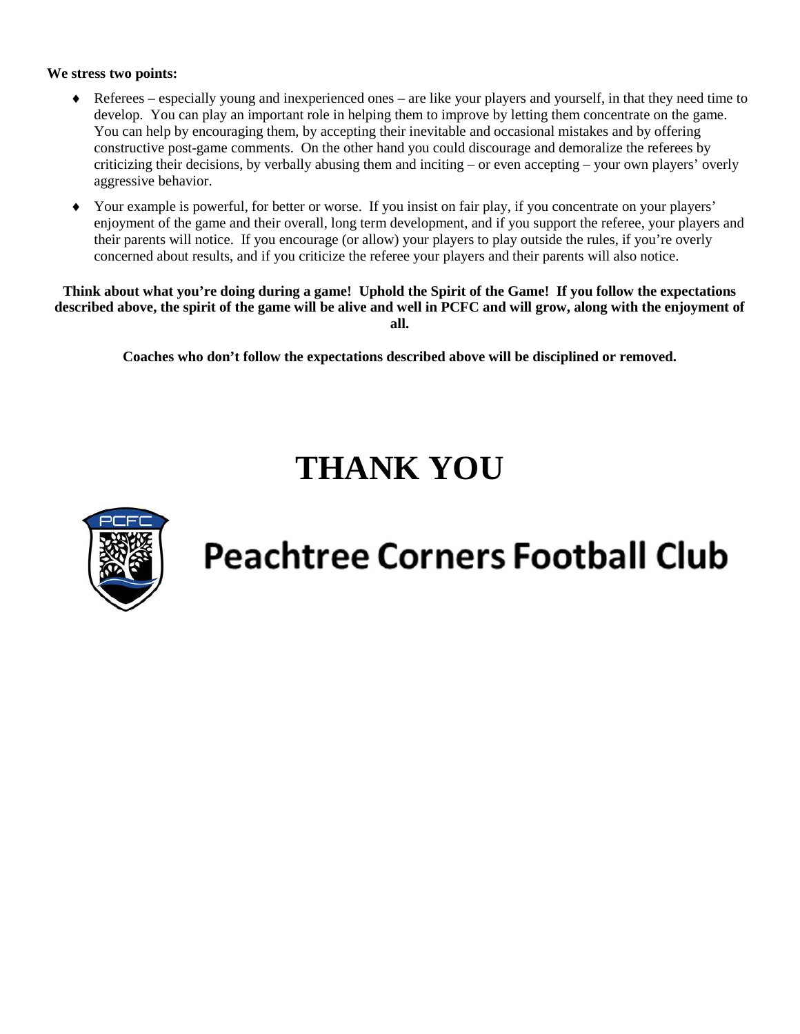**We stress two points:**

- Referees – especially young and inexperienced ones – are like your players and yourself, in that they need time to develop. You can play an important role in helping them to improve by letting them concentrate on the game. You can help by encouraging them, by accepting their inevitable and occasional mistakes and by offering constructive post-game comments. On the other hand you could discourage and demoralize the referees by criticizing their decisions, by verbally abusing them and inciting – or even accepting – your own players' overly aggressive behavior.
- Your example is powerful, for better or worse. If you insist on fair play, if you concentrate on your players' enjoyment of the game and their overall, long term development, and if you support the referee, your players and their parents will notice. If you encourage (or allow) your players to play outside the rules, if you're overly concerned about results, and if you criticize the referee your players and their parents will also notice.

**Think about what you're doing during a game! Uphold the Spirit of the Game! If you follow the expectations described above, the spirit of the game will be alive and well in PCFC and will grow, along with the enjoyment of all.**

**Coaches who don't follow the expectations described above will be disciplined or removed.**

# THANK YOU

PCFC

Peachtree Corners Football Club